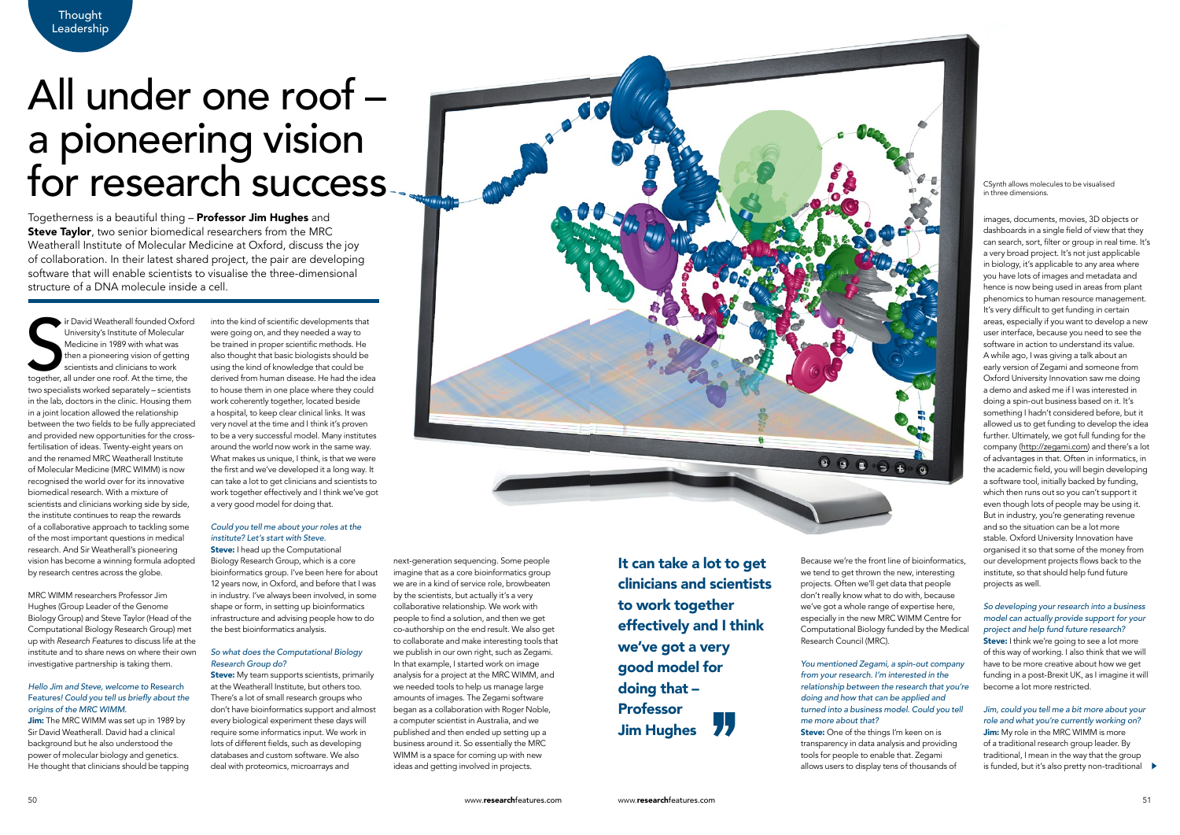Thought Leadership

# All under one roof – a pioneering vision for research success

Togetherness is a beautiful thing – **Professor Jim Hughes** and **Steve Taylor**, two senior biomedical researchers from the MRC Weatherall Institute of Molecular Medicine at Oxford, discuss the joy of collaboration. In their latest shared project, the pair are developing software that will enable scientists to visualise the three-dimensional structure of a DNA molecule inside a cell.

Sir David Weatherall founded Oxford University's Institute of Molecular Medicine in 1989 with what was then a pioneering vision of getting scientists and clinicians to work together, all under one roof. At the time, the two specialists worked separately – scientists in the lab, doctors in the clinic. Housing them in a joint location allowed the relationship between the two fields to be fully appreciated and provided new opportunities for the cross-fertilisation of ideas. Twenty-eight years on and the renamed MRC Weatherall Institute of Molecular Medicine (MRC WIMM) is now recognised the world over for its innovative biomedical research. With a mixture of scientists and clinicians working side by side, the institute continues to reap the rewards of a collaborative approach to tackling some of the most important questions in medical research. And Sir Weatherall's pioneering vision has become a winning formula adopted by research centres across the globe.

MRC WIMM researchers Professor Jim Hughes (Group Leader of the Genome Biology Group) and Steve Taylor (Head of the Computational Biology Research Group) met up with *Research Features* to discuss life at the institute and to share news on where their own investigative partnership is taking them.

*Hello Jim and Steve, welcome to* Research Features*! Could you tell us briefly about the origins of the MRC WIMM.*

**Jim:** The MRC WIMM was set up in 1989 by Sir David Weatherall. David had a clinical background but he also understood the power of molecular biology and genetics. He thought that clinicians should be tapping into the kind of scientific developments that were going on, and they needed a way to be trained in proper scientific methods. He also thought that basic biologists should be using the kind of knowledge that could be derived from human disease. He had the idea to house them in one place where they could work coherently together, located beside a hospital, to keep clear clinical links. It was very novel at the time and I think it's proven to be a very successful model. Many institutes around the world now work in the same way. What makes us unique, I think, is that we were the first and we've developed it a long way. It can take a lot to get clinicians and scientists to work together effectively and I think we've got a very good model for doing that.

*Could you tell me about your roles at the institute? Let's start with Steve.*

**Steve:** I head up the Computational Biology Research Group, which is a core bioinformatics group. I've been here for about 12 years now, in Oxford, and before that I was in industry. I've always been involved, in some shape or form, in setting up bioinformatics infrastructure and advising people how to do the best bioinformatics analysis.

*So what does the Computational Biology Research Group do?*

**Steve:** My team supports scientists, primarily at the Weatherall Institute, but others too. There's a lot of small research groups who don't have bioinformatics support and almost every biological experiment these days will require some informatics input. We work in lots of different fields, such as developing databases and custom software. We also deal with proteomics, microarrays and next-generation sequencing. Some people imagine that as a core bioinformatics group we are in a kind of service role, browbeaten by the scientists, but actually it's a very collaborative relationship. We work with people to find a solution, and then we get co-authorship on the end result. We also get to collaborate and make interesting tools that we publish in our own right, such as Zegami. In that example, I started work on image analysis for a project at the MRC WIMM, and we needed tools to help us manage large amounts of images. The Zegami software began as a collaboration with Roger Noble, a computer scientist in Australia, and we published and then ended up setting up a business around it. So essentially the MRC WIMM is a space for coming up with new ideas and getting involved in projects.

**It can take a lot to get clinicians and scientists to work together effectively and I think we've got a very good model for doing that – Professor Jim Hughes**

Because we're the front line of bioinformatics, we tend to get thrown the new, interesting projects. Often we'll get data that people don't really know what to do with, because we've got a whole range of expertise here, especially in the new MRC WIMM Centre for Computational Biology funded by the Medical Research Council (MRC).

*You mentioned Zegami, a spin-out company from your research. I'm interested in the relationship between the research that you're doing and how that can be applied and turned into a business model. Could you tell me more about that?*

**Steve:** One of the things I'm keen on is transparency in data analysis and providing tools for people to enable that. Zegami allows users to display tens of thousands of images, documents, movies, 3D objects or dashboards in a single field of view that they can search, sort, filter or group in real time. It's a very broad project. It's not just applicable in biology, it's applicable to any area where you have lots of images and metadata and hence is now being used in areas from plant phenomics to human resource management. It's very difficult to get funding in certain areas, especially if you want to develop a new user interface, because you need to see the software in action to understand its value. A while ago, I was giving a talk about an early version of Zegami and someone from Oxford University Innovation saw me doing a demo and asked me if I was interested in doing a spin-out business based on it. It's something I hadn't considered before, but it allowed us to get funding to develop the idea further. Ultimately, we got full funding for the company (http://zegami.com) and there's a lot of advantages in that. Often in informatics, in the academic field, you will begin developing a software tool, initially backed by funding, which then runs out so you can't support it even though lots of people may be using it. But in industry, you're generating revenue and so the situation can be a lot more stable. Oxford University Innovation have organised it so that some of the money from our development projects flows back to the institute, so that should help fund future projects as well.

CSynth allows molecules to be visualised in three dimensions.

*So developing your research into a business model can actually provide support for your project and help fund future research?*

**Steve:** I think we're going to see a lot more of this way of working. I also think that we will have to be more creative about how we get funding in a post-Brexit UK, as I imagine it will become a lot more restricted.

*Jim, could you tell me a bit more about your role and what you're currently working on?*

**Jim:** My role in the MRC WIMM is more of a traditional research group leader. By traditional, I mean in the way that the group is funded, but it's also pretty non-traditional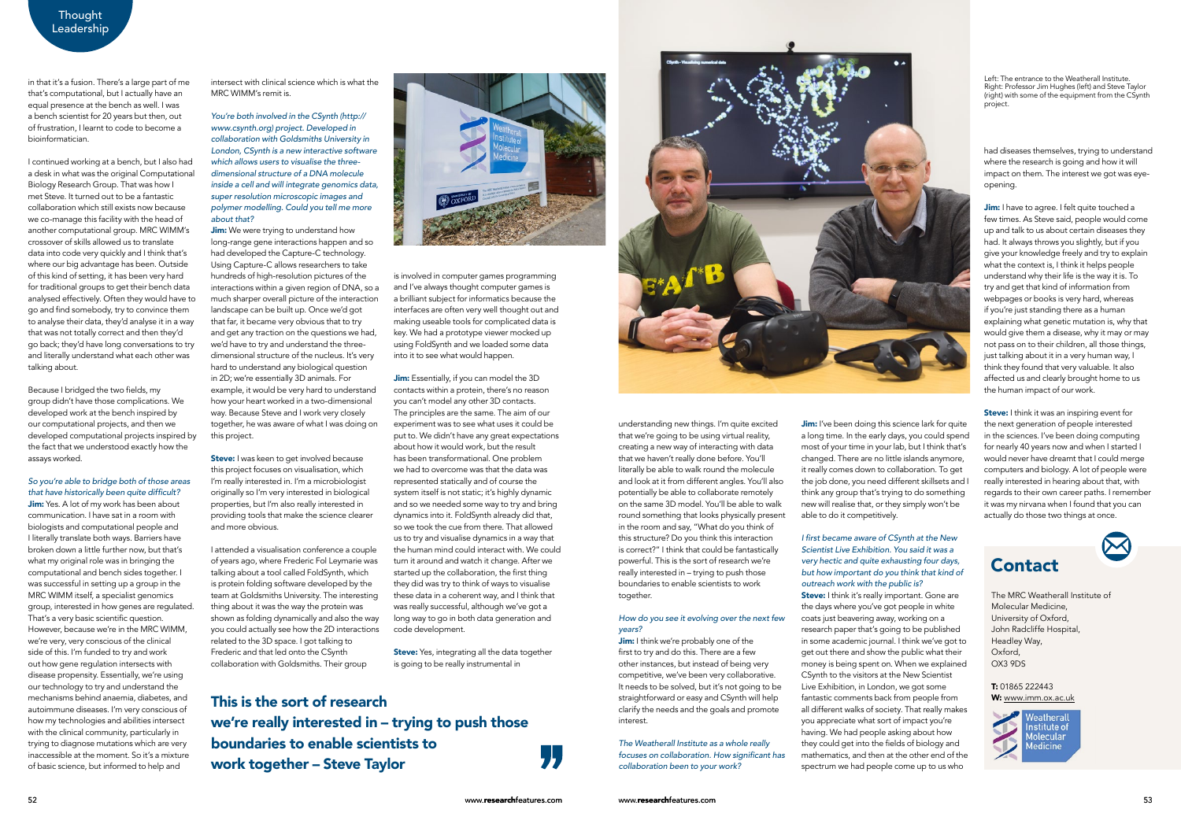in that it's a fusion. There's a large part of me that's computational, but I actually have an equal presence at the bench as well. I was a bench scientist for 20 years but then, out of frustration, I learnt to code to become a bioinformatician.

I continued working at a bench, but I also had a desk in what was the original Computational Biology Research Group. That was how I met Steve. It turned out to be a fantastic collaboration which still exists now because we co-manage this facility with the head of another computational group. MRC WIMM's crossover of skills allowed us to translate data into code very quickly and I think that's where our big advantage has been. Outside of this kind of setting, it has been very hard for traditional groups to get their bench data analysed effectively. Often they would have to go and find somebody, try to convince them to analyse their data, they'd analyse it in a way that was not totally correct and then they'd go back; they'd have long conversations to try and literally understand what each other was talking about.

Because I bridged the two fields, my group didn't have those complications. We developed work at the bench inspired by our computational projects, and then we developed computational projects inspired by the fact that we understood exactly how the assays worked.

*So you're able to bridge both of those areas that have historically been quite difficult?*

**Jim:** Yes. A lot of my work has been about communication. I have sat in a room with biologists and computational people and I literally translate both ways. Barriers have broken down a little further now, but that's what my original role was in bringing the computational and bench sides together. I was successful in setting up a group in the MRC WIMM itself, a specialist genomics group, interested in how genes are regulated. That's a very basic scientific question. However, because we're in the MRC WIMM, we're very, very conscious of the clinical side of this. I'm funded to try and work out how gene regulation intersects with disease propensity. Essentially, we're using our technology to try and understand the mechanisms behind anaemia, diabetes, and autoimmune diseases. I'm very conscious of how my technologies and abilities intersect with the clinical community, particularly in trying to diagnose mutations which are very inaccessible at the moment. So it's a mixture of basic science, but informed to help and intersect with clinical science which is what the MRC WIMM's remit is.

*You're both involved in the CSynth (http://www.csynth.org) project. Developed in collaboration with Goldsmiths University in London, CSynth is a new interactive software which allows users to visualise the three-dimensional structure of a DNA molecule inside a cell and will integrate genomics data, super resolution microscopic images and polymer modelling. Could you tell me more about that?*

**Jim:** We were trying to understand how long-range gene interactions happen and so had developed the Capture-C technology. Using Capture-C allows researchers to take hundreds of high-resolution pictures of the interactions within a given region of DNA, so a much sharper overall picture of the interaction landscape can be built up. Once we'd got that far, it became very obvious that to try and get any traction on the questions we had, we'd have to try and understand the three-dimensional structure of the nucleus. It's very hard to understand any biological question in 2D; we're essentially 3D animals. For example, it would be very hard to understand how your heart worked in a two-dimensional way. Because Steve and I work very closely together, he was aware of what I was doing on this project.

**Steve:** I was keen to get involved because this project focuses on visualisation, which I'm really interested in. I'm a microbiologist originally so I'm very interested in biological properties, but I'm also really interested in providing tools that make the science clearer and more obvious.

I attended a visualisation conference a couple of years ago, where Frederic Fol Leymarie was talking about a tool called FoldSynth, which is protein folding software developed by the team at Goldsmiths University. The interesting thing about it was the way the protein was shown as folding dynamically and also the way you could actually see how the 2D interactions related to the 3D space. I got talking to Frederic and that led onto the CSynth collaboration with Goldsmiths. Their group is involved in computer games programming and I've always thought computer games is a brilliant subject for informatics because the interfaces are often very well thought out and making useable tools for complicated data is key. We had a prototype viewer mocked up using FoldSynth and we loaded some data into it to see what would happen.

**Jim:** Essentially, if you can model the 3D contacts within a protein, there's no reason you can't model any other 3D contacts. The principles are the same. The aim of our experiment was to see what uses it could be put to. We didn't have any great expectations about how it would work, but the result has been transformational. One problem we had to overcome was that the data was represented statically and of course the system itself is not static; it's highly dynamic and so we needed some way to try and bring dynamics into it. FoldSynth already did that, so we took the cue from there. That allowed us to try and visualise dynamics in a way that the human mind could interact with. We could turn it around and watch it change. After we started up the collaboration, the first thing they did was try to think of ways to visualise these data in a coherent way, and I think that was really successful, although we've got a long way to go in both data generation and code development.

**Steve:** Yes, integrating all the data together is going to be really instrumental in understanding new things. I'm quite excited that we're going to be using virtual reality, creating a new way of interacting with data that we haven't really done before. You'll literally be able to walk round the molecule and look at it from different angles. You'll also potentially be able to collaborate remotely on the same 3D model. You'll be able to walk round something that looks physically present in the room and say, "What do you think of this structure? Do you think this interaction is correct?" I think that could be fantastically powerful. This is the sort of research we're really interested in – trying to push those boundaries to enable scientists to work together.

> **This is the sort of research we're really interested in – trying to push those boundaries to enable scientists to work together – Steve Taylor**

*How do you see it evolving over the next few years?*

**Jim:** I think we're probably one of the first to try and do this. There are a few other instances, but instead of being very competitive, we've been very collaborative. It needs to be solved, but it's not going to be straightforward or easy and CSynth will help clarify the needs and the goals and promote interest.

*The Weatherall Institute as a whole really focuses on collaboration. How significant has collaboration been to your work?*

**Jim:** I've been doing this science lark for quite a long time. In the early days, you could spend most of your time in your lab, but I think that's changed. There are no little islands anymore, it really comes down to collaboration. To get the job done, you need different skillsets and I think any group that's trying to do something new will realise that, or they simply won't be able to do it competitively.

*I first became aware of CSynth at the New Scientist Live Exhibition. You said it was a very hectic and quite exhausting four days, but how important do you think that kind of outreach work with the public is?*

**Steve:** I think it's really important. Gone are the days where you've got people in white coats just beavering away, working on a research paper that's going to be published in some academic journal. I think we've got to get out there and show the public what their money is being spent on. When we explained CSynth to the visitors at the New Scientist Live Exhibition, in London, we got some fantastic comments back from people from all different walks of society. That really makes you appreciate what sort of impact you're having. We had people asking about how they could get into the fields of biology and mathematics, and then at the other end of the spectrum we had people come up to us who had diseases themselves, trying to understand where the research is going and how it will impact on them. The interest we got was eye-opening.

**Jim:** I have to agree. I felt quite touched a few times. As Steve said, people would come up and talk to us about certain diseases they had. It always throws you slightly, but if you give your knowledge freely and try to explain what the context is, I think it helps people understand why their life is the way it is. To try and get that kind of information from webpages or books is very hard, whereas if you're just standing there as a human explaining what genetic mutation is, why that would give them a disease, why it may or may not pass on to their children, all those things, just talking about it in a very human way, I think they found that very valuable. It also affected us and clearly brought home to us the human impact of our work.

**Steve:** I think it was an inspiring event for the next generation of people interested in the sciences. I've been doing computing for nearly 40 years now and when I started I would never have dreamt that I could merge computers and biology. A lot of people were really interested in hearing about that, with regards to their own career paths. I remember it was my nirvana when I found that you can actually do those two things at once.

Left: The entrance to the Weatherall Institute. Right: Professor Jim Hughes (left) and Steve Taylor (right) with some of the equipment from the CSynth project.

## Contact

The MRC Weatherall Institute of Molecular Medicine,
University of Oxford,
John Radcliffe Hospital,
Headley Way,
Oxford,
OX3 9DS

**T:** 01865 222443
**W:** www.imm.ox.ac.uk